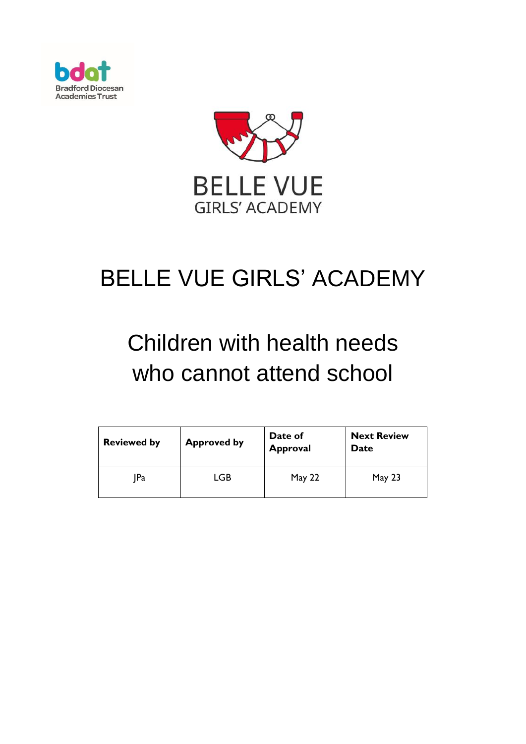bdat
Bradford Diocesan Academies Trust

BELLE VUE
GIRLS' ACADEMY

# BELLE VUE GIRLS' ACADEMY

# Children with health needs who cannot attend school

| Reviewed by | Approved by | Date of Approval | Next Review Date |
|---|---|---|---|
| JPa | LGB | May 22 | May 23 |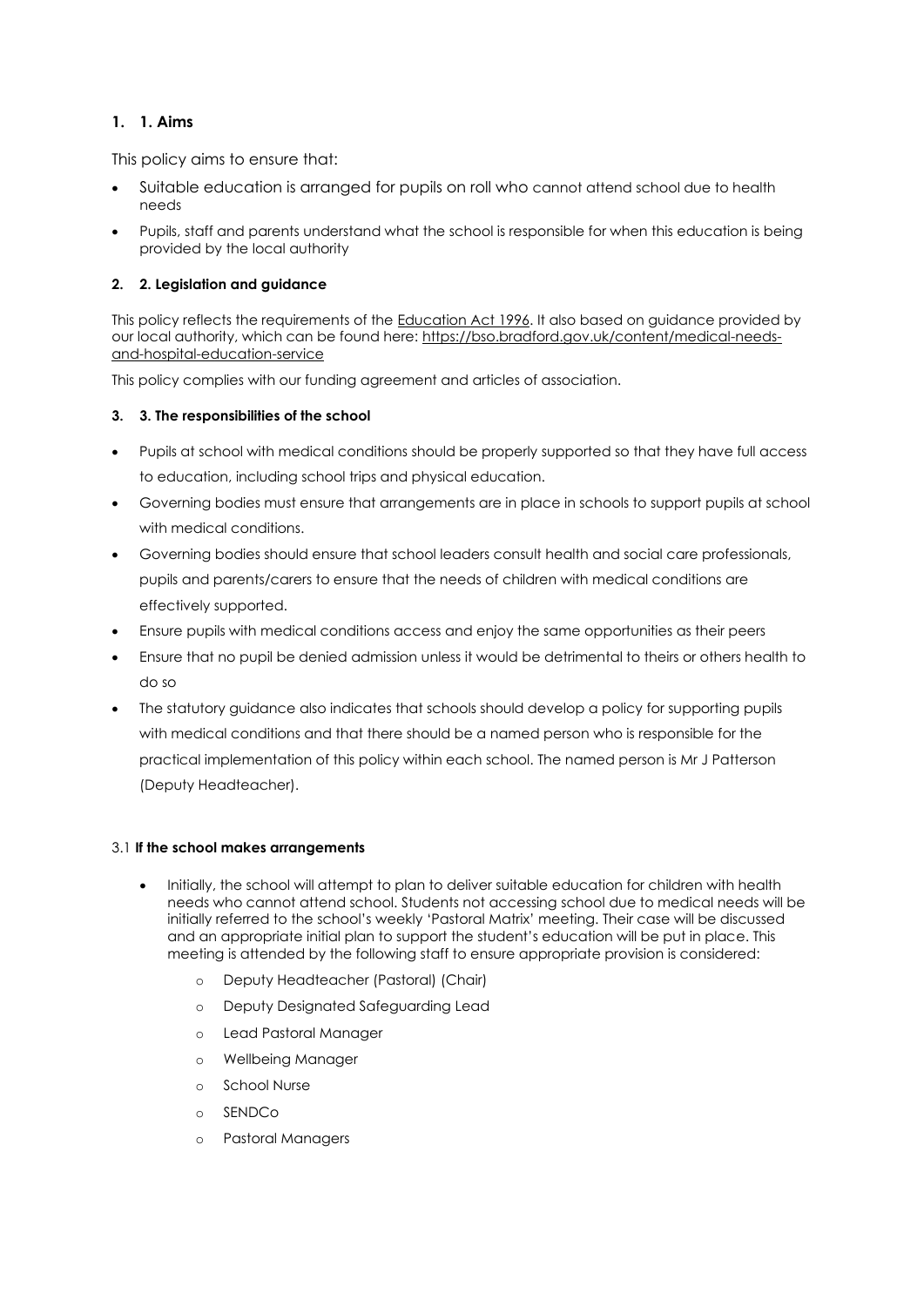## 1. 1. Aims

This policy aims to ensure that:

- Suitable education is arranged for pupils on roll who cannot attend school due to health needs
- Pupils, staff and parents understand what the school is responsible for when this education is being provided by the local authority

## 2. 2. Legislation and guidance

This policy reflects the requirements of the Education Act 1996. It also based on guidance provided by our local authority, which can be found here: https://bso.bradford.gov.uk/content/medical-needs-and-hospital-education-service

This policy complies with our funding agreement and articles of association.

## 3. 3. The responsibilities of the school

- Pupils at school with medical conditions should be properly supported so that they have full access to education, including school trips and physical education.
- Governing bodies must ensure that arrangements are in place in schools to support pupils at school with medical conditions.
- Governing bodies should ensure that school leaders consult health and social care professionals, pupils and parents/carers to ensure that the needs of children with medical conditions are effectively supported.
- Ensure pupils with medical conditions access and enjoy the same opportunities as their peers
- Ensure that no pupil be denied admission unless it would be detrimental to theirs or others health to do so
- The statutory guidance also indicates that schools should develop a policy for supporting pupils with medical conditions and that there should be a named person who is responsible for the practical implementation of this policy within each school. The named person is Mr J Patterson (Deputy Headteacher).

### 3.1 **If the school makes arrangements**

- Initially, the school will attempt to plan to deliver suitable education for children with health needs who cannot attend school. Students not accessing school due to medical needs will be initially referred to the school's weekly 'Pastoral Matrix' meeting. Their case will be discussed and an appropriate initial plan to support the student's education will be put in place. This meeting is attended by the following staff to ensure appropriate provision is considered:
    - Deputy Headteacher (Pastoral) (Chair)
    - Deputy Designated Safeguarding Lead
    - Lead Pastoral Manager
    - Wellbeing Manager
    - School Nurse
    - SENDCo
    - Pastoral Managers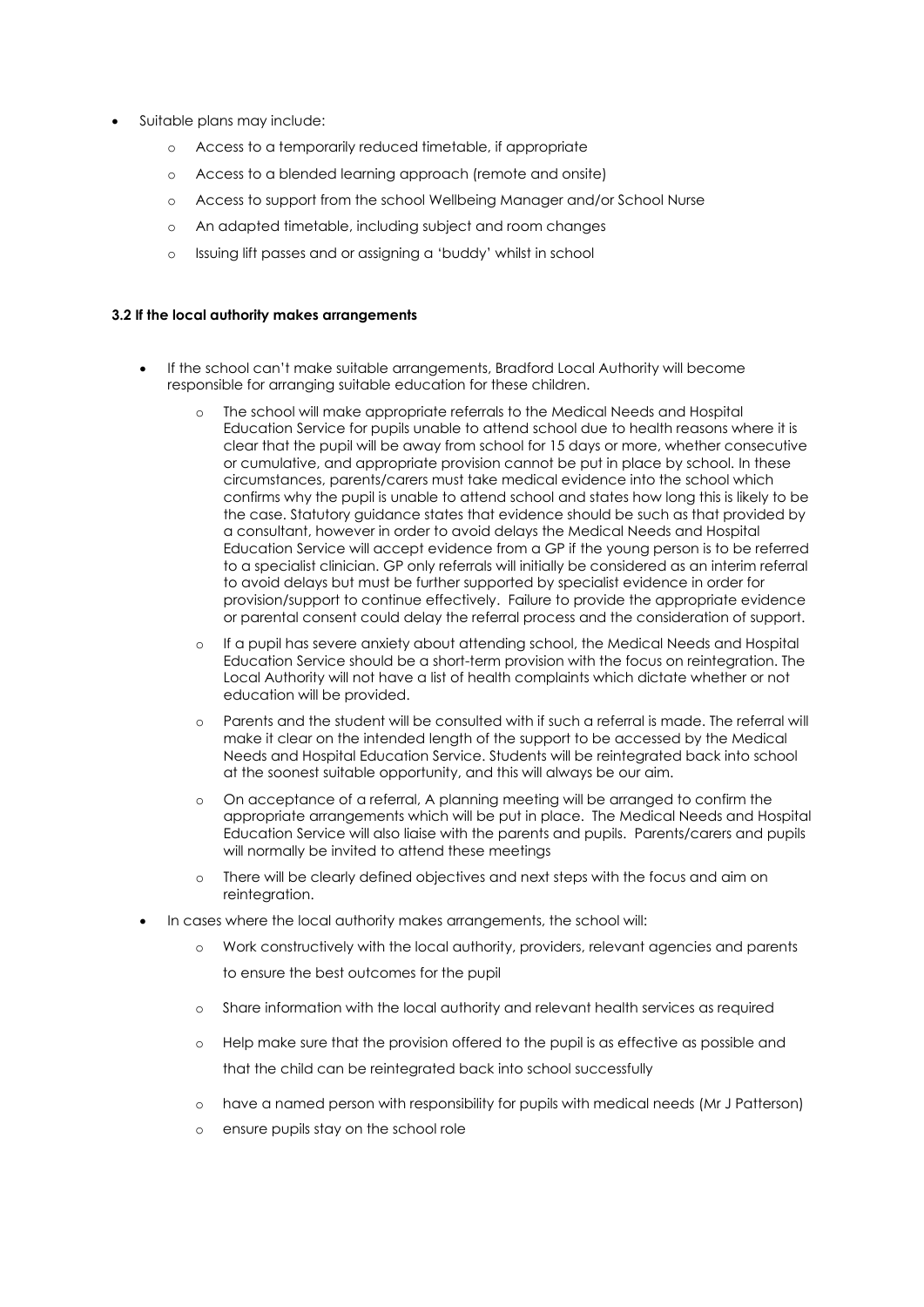- Suitable plans may include:
    - Access to a temporarily reduced timetable, if appropriate
    - Access to a blended learning approach (remote and onsite)
    - Access to support from the school Wellbeing Manager and/or School Nurse
    - An adapted timetable, including subject and room changes
    - Issuing lift passes and or assigning a 'buddy' whilst in school

**3.2 If the local authority makes arrangements**

- If the school can't make suitable arrangements, Bradford Local Authority will become responsible for arranging suitable education for these children.
    - The school will make appropriate referrals to the Medical Needs and Hospital Education Service for pupils unable to attend school due to health reasons where it is clear that the pupil will be away from school for 15 days or more, whether consecutive or cumulative, and appropriate provision cannot be put in place by school. In these circumstances, parents/carers must take medical evidence into the school which confirms why the pupil is unable to attend school and states how long this is likely to be the case. Statutory guidance states that evidence should be such as that provided by a consultant, however in order to avoid delays the Medical Needs and Hospital Education Service will accept evidence from a GP if the young person is to be referred to a specialist clinician. GP only referrals will initially be considered as an interim referral to avoid delays but must be further supported by specialist evidence in order for provision/support to continue effectively. Failure to provide the appropriate evidence or parental consent could delay the referral process and the consideration of support.
    - If a pupil has severe anxiety about attending school, the Medical Needs and Hospital Education Service should be a short-term provision with the focus on reintegration. The Local Authority will not have a list of health complaints which dictate whether or not education will be provided.
    - Parents and the student will be consulted with if such a referral is made. The referral will make it clear on the intended length of the support to be accessed by the Medical Needs and Hospital Education Service. Students will be reintegrated back into school at the soonest suitable opportunity, and this will always be our aim.
    - On acceptance of a referral, A planning meeting will be arranged to confirm the appropriate arrangements which will be put in place. The Medical Needs and Hospital Education Service will also liaise with the parents and pupils. Parents/carers and pupils will normally be invited to attend these meetings
    - There will be clearly defined objectives and next steps with the focus and aim on reintegration.
- In cases where the local authority makes arrangements, the school will:
    - Work constructively with the local authority, providers, relevant agencies and parents to ensure the best outcomes for the pupil
    - Share information with the local authority and relevant health services as required
    - Help make sure that the provision offered to the pupil is as effective as possible and that the child can be reintegrated back into school successfully
    - have a named person with responsibility for pupils with medical needs (Mr J Patterson)
    - ensure pupils stay on the school role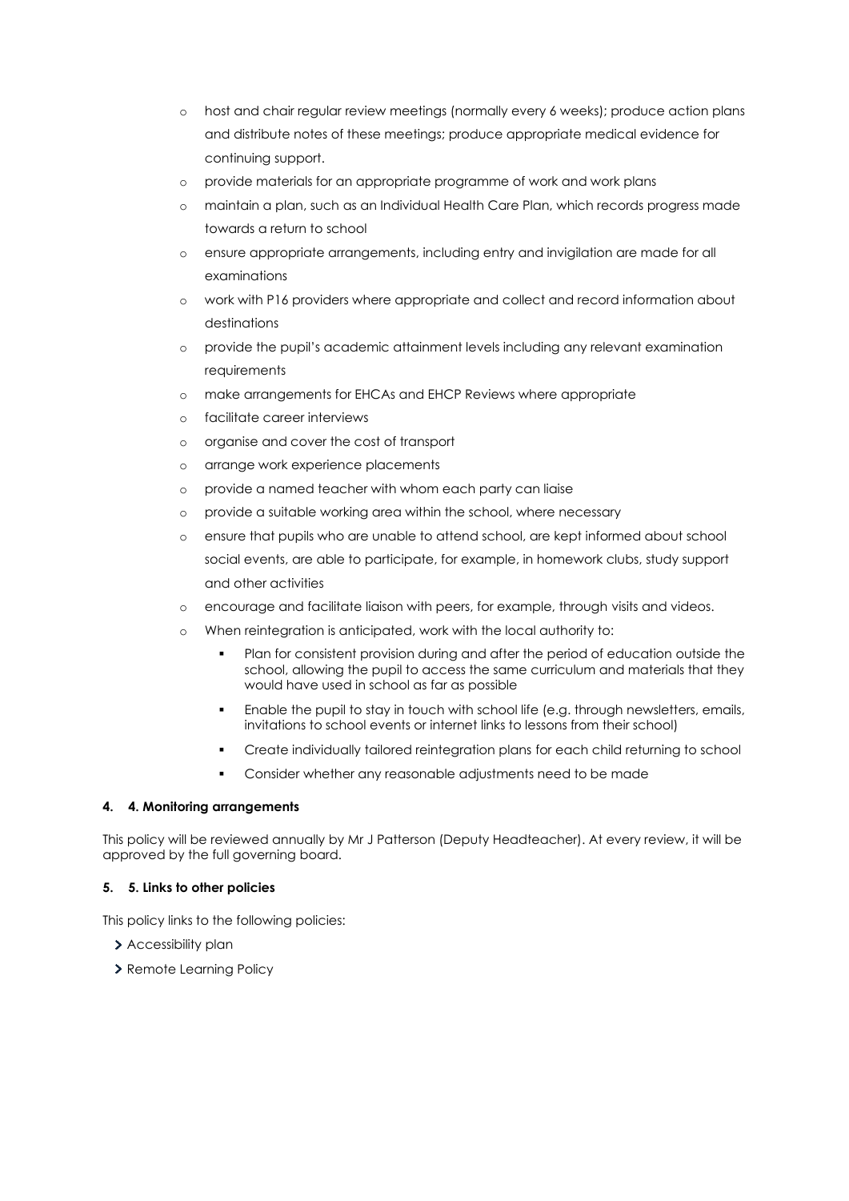- host and chair regular review meetings (normally every 6 weeks); produce action plans and distribute notes of these meetings; produce appropriate medical evidence for continuing support.
- provide materials for an appropriate programme of work and work plans
- maintain a plan, such as an Individual Health Care Plan, which records progress made towards a return to school
- ensure appropriate arrangements, including entry and invigilation are made for all examinations
- work with P16 providers where appropriate and collect and record information about destinations
- provide the pupil's academic attainment levels including any relevant examination requirements
- make arrangements for EHCAs and EHCP Reviews where appropriate
- facilitate career interviews
- organise and cover the cost of transport
- arrange work experience placements
- provide a named teacher with whom each party can liaise
- provide a suitable working area within the school, where necessary
- ensure that pupils who are unable to attend school, are kept informed about school social events, are able to participate, for example, in homework clubs, study support and other activities
- encourage and facilitate liaison with peers, for example, through visits and videos.
- When reintegration is anticipated, work with the local authority to:
  - Plan for consistent provision during and after the period of education outside the school, allowing the pupil to access the same curriculum and materials that they would have used in school as far as possible
  - Enable the pupil to stay in touch with school life (e.g. through newsletters, emails, invitations to school events or internet links to lessons from their school)
  - Create individually tailored reintegration plans for each child returning to school
  - Consider whether any reasonable adjustments need to be made

### 4. 4. Monitoring arrangements

This policy will be reviewed annually by Mr J Patterson (Deputy Headteacher). At every review, it will be approved by the full governing board.

### 5. 5. Links to other policies

This policy links to the following policies:

- Accessibility plan
- Remote Learning Policy